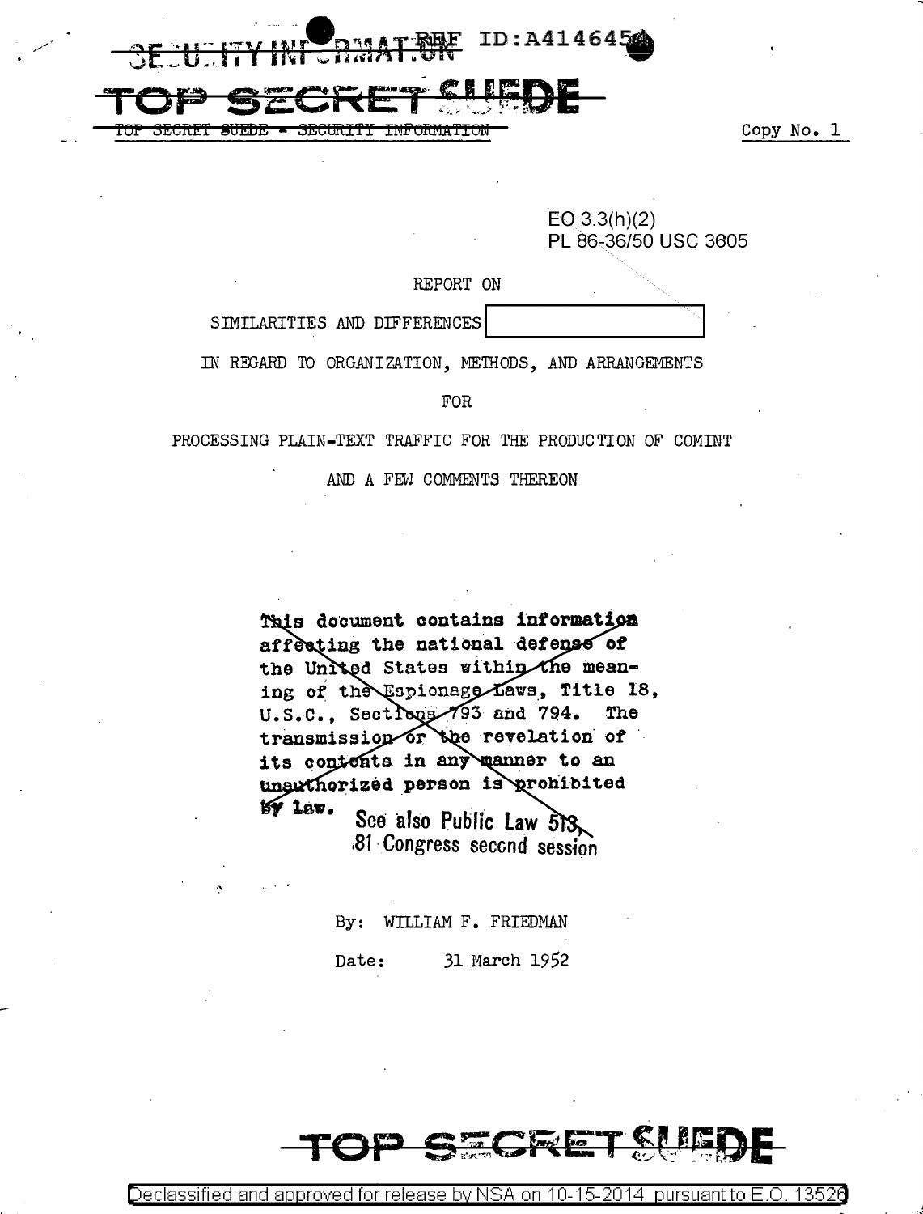~~SECURITY INFORMATION~~ REF ID:A414645

~~TOP SECRET SUEDE~~

~~TOP SECRET SUEDE - SECURITY INFORMATION~~

Copy No. 1

EO 3.3(h)(2)
PL 86-36/50 USC 3605

REPORT ON

SIMILARITIES AND DIFFERENCES [ ]

IN REGARD TO ORGANIZATION, METHODS, AND ARRANGEMENTS

FOR

PROCESSING PLAIN-TEXT TRAFFIC FOR THE PRODUCTION OF COMINT

AND A FEW COMMENTS THEREON

~~**This document contains information affecting the national defense of the United States within the meaning of the Espionage Laws, Title 18, U.S.C., Sections 793 and 794. The transmission or the revelation of its contents in any manner to an unauthorized person is prohibited by law.**~~ See also Public Law 513, 81 Congress second session

By: WILLIAM F. FRIEDMAN

Date: 31 March 1952

~~TOP SECRET SUEDE~~

Declassified and approved for release by NSA on 10-15-2014 pursuant to E.O. 13526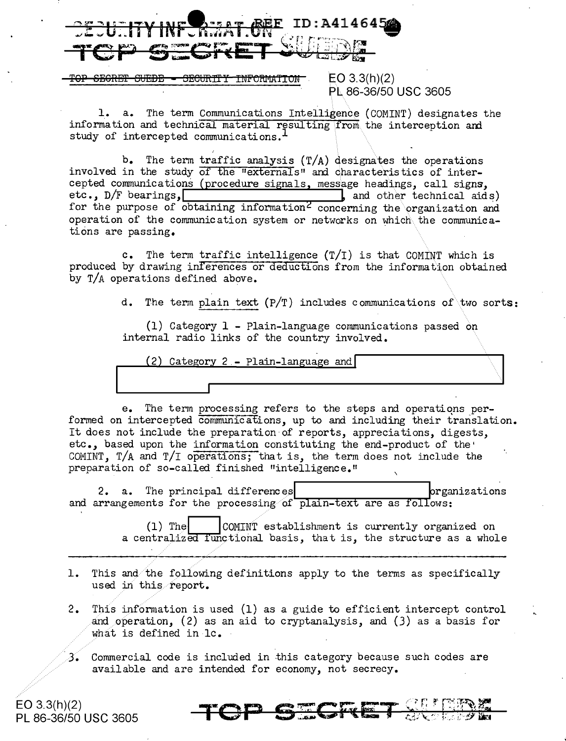~~TOP SECRET SUEDE - SECURITY INFORMATION~~

EO 3.3(h)(2)
PL 86-36/50 USC 3605

1. a. The term Communications Intelligence (COMINT) designates the information and technical material resulting from the interception and study of intercepted communications.[1]

b. The term traffic analysis (T/A) designates the operations involved in the study of the "externals" and characteristics of intercepted communications (procedure signals, message headings, call signs, etc., D/F bearings, [redacted], and other technical aids) for the purpose of obtaining information[2] concerning the organization and operation of the communication system or networks on which the communications are passing.

c. The term traffic intelligence (T/I) is that COMINT which is produced by drawing inferences or deductions from the information obtained by T/A operations defined above.

d. The term plain text (P/T) includes communications of two sorts:

(1) Category 1 - Plain-language communications passed on internal radio links of the country involved.

(2) Category 2 - Plain-language and [redacted]

e. The term processing refers to the steps and operations performed on intercepted communications, up to and including their translation. It does not include the preparation of reports, appreciations, digests, etc., based upon the information constituting the end-product of the COMINT, T/A and T/I operations; that is, the term does not include the preparation of so-called finished "intelligence."

2. a. The principal differences [redacted] organizations and arrangements for the processing of plain-text are as follows:

(1) The [redacted] COMINT establishment is currently organized on a centralized functional basis, that is, the structure as a whole

---

1. This and the following definitions apply to the terms as specifically used in this report.

2. This information is used (1) as a guide to efficient intercept control and operation, (2) as an aid to cryptanalysis, and (3) as a basis for what is defined in 1c.

3. Commercial code is included in this category because such codes are available and are intended for economy, not secrecy.

EO 3.3(h)(2)
PL 86-36/50 USC 3605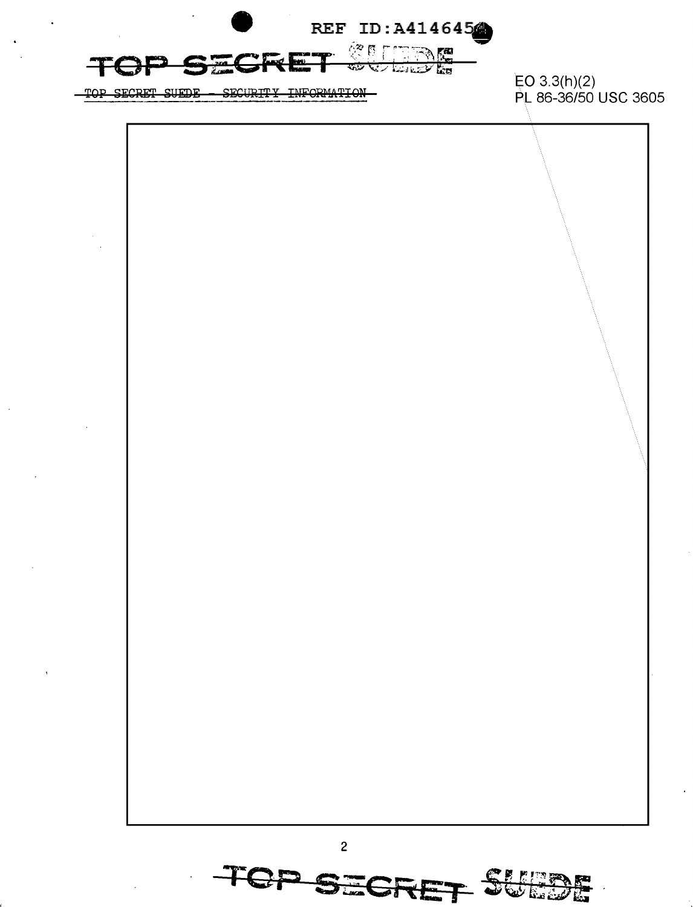REF ID:A414645

TOP SECRET SUEDE - SECURITY INFORMATION

EO 3.3(h)(2)
PL 86-36/50 USC 3605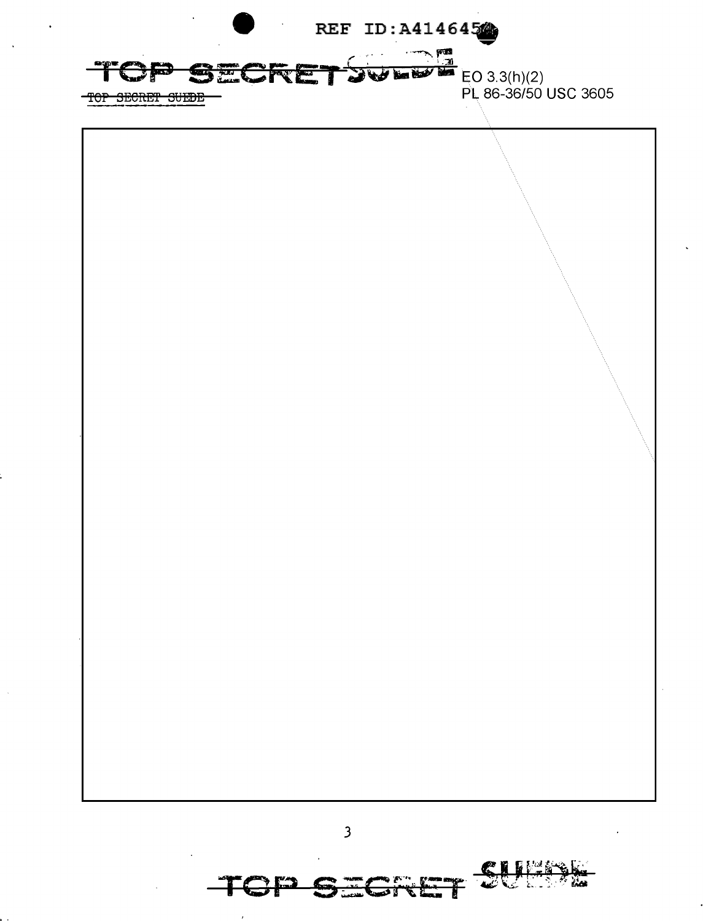TOP SECRET SUEDE

TOP SECRET SUEDE

EO 3.3(h)(2)
PL 86-36/50 USC 3605

TOP SECRET SUEDE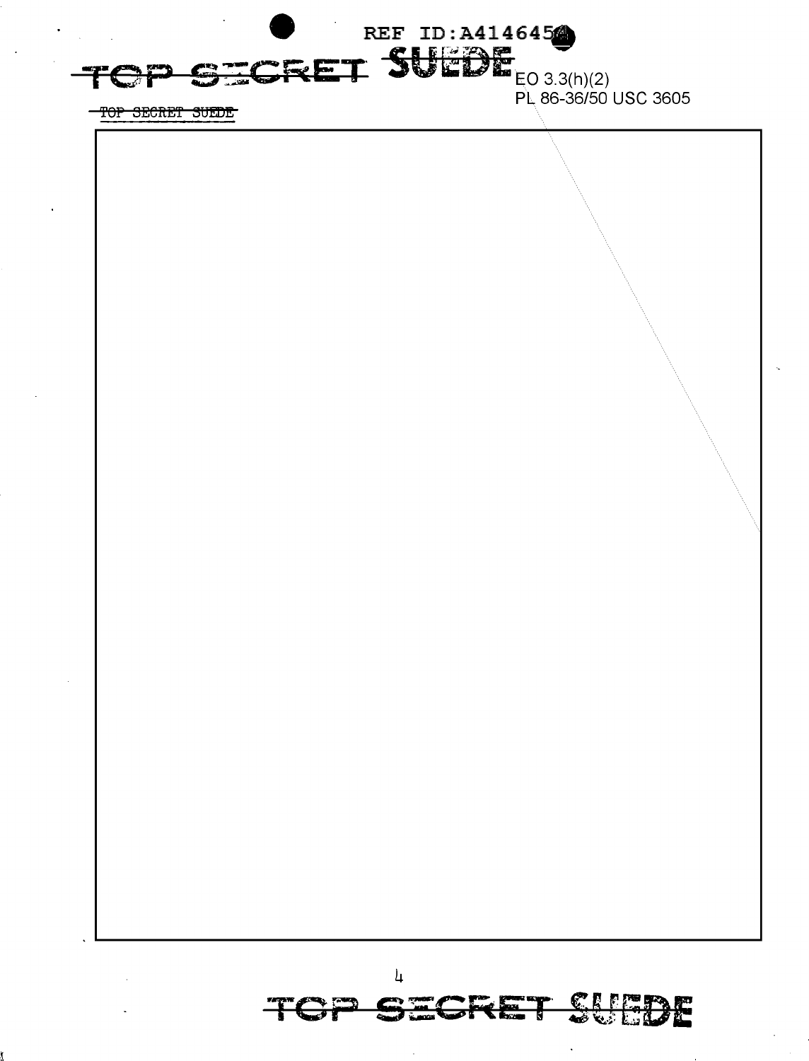EO 3.3(h)(2)
PL 86-36/50 USC 3605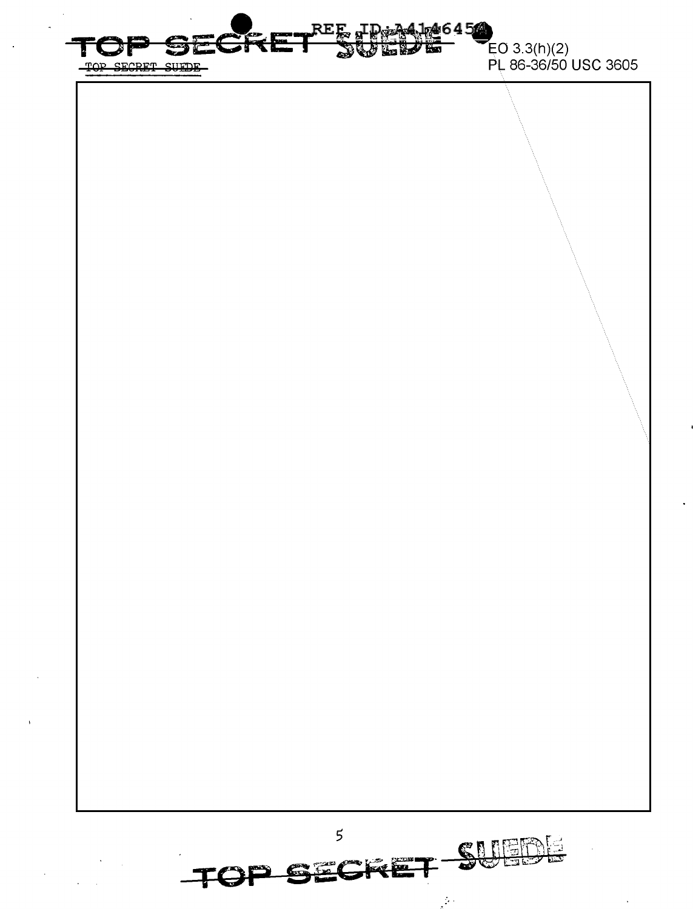EO 3.3(h)(2)
PL 86-36/50 USC 3605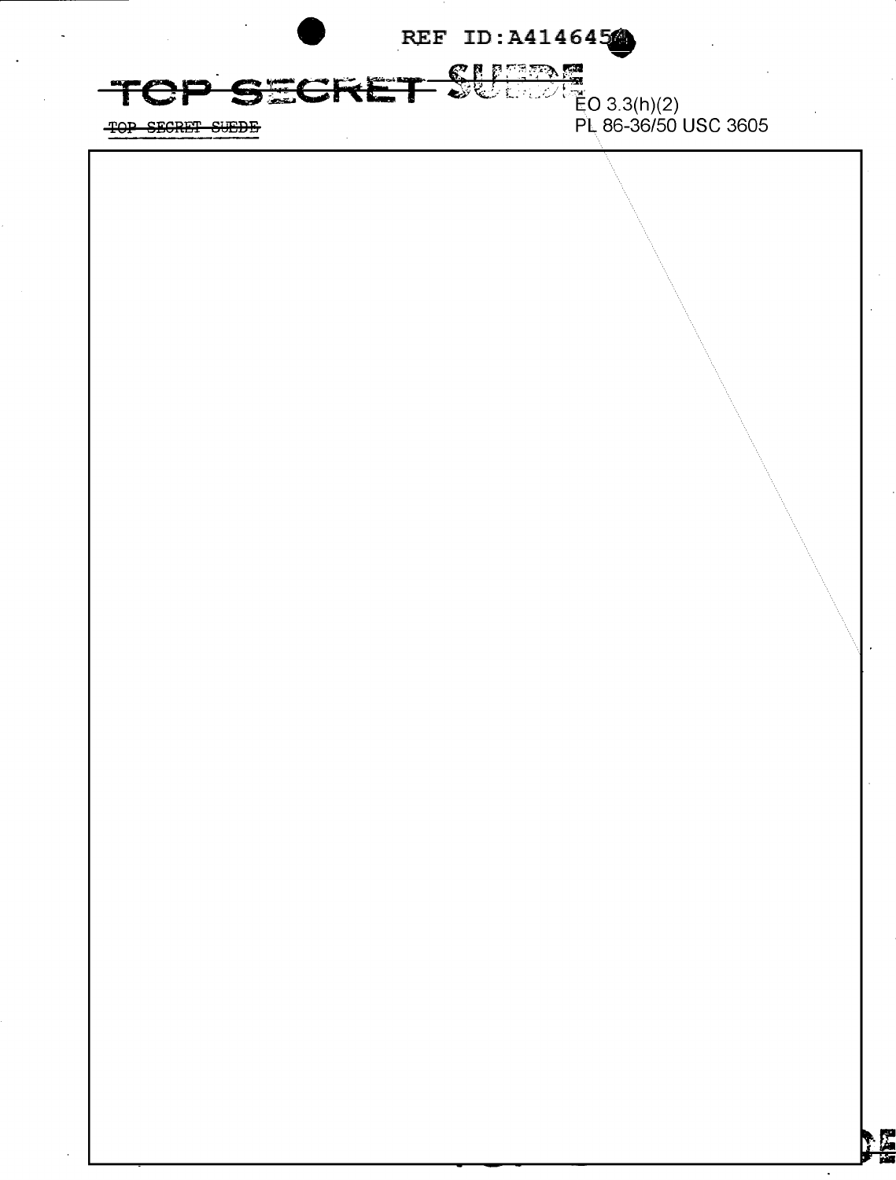TOP SECRET SUEDE

TOP SECRET SUEDE

EO 3.3(h)(2)
PL 86-36/50 USC 3605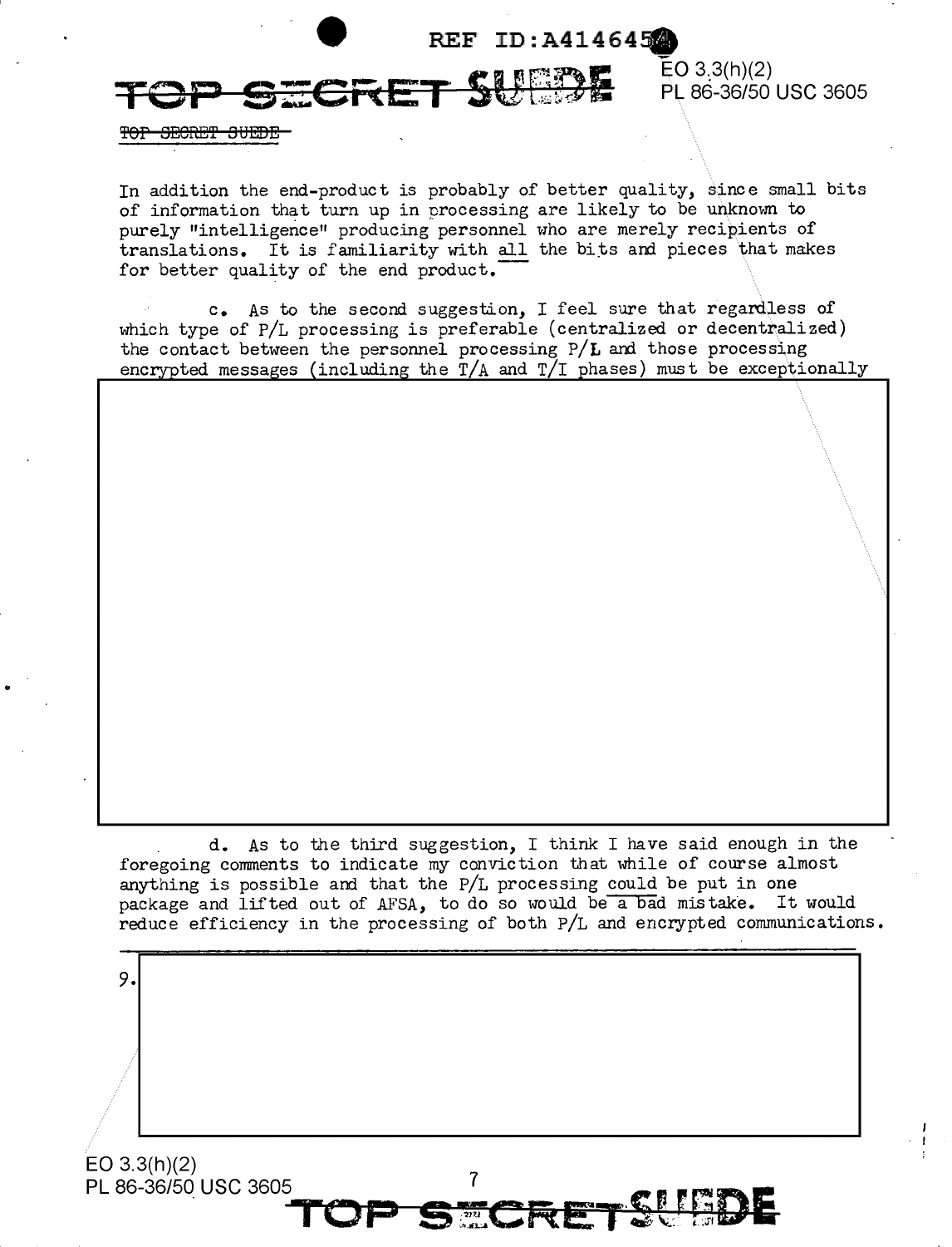In addition the end-product is probably of better quality, since small bits of information that turn up in processing are likely to be unknown to purely "intelligence" producing personnel who are merely recipients of translations. It is familiarity with all the bits and pieces that makes for better quality of the end product.

c. As to the second suggestion, I feel sure that regardless of which type of P/L processing is preferable (centralized or decentralized) the contact between the personnel processing P/L and those processing encrypted messages (including the T/A and T/I phases) must be exceptionally

d. As to the third suggestion, I think I have said enough in the foregoing comments to indicate my conviction that while of course almost anything is possible and that the P/L processing could be put in one package and lifted out of AFSA, to do so would be a bad mistake. It would reduce efficiency in the processing of both P/L and encrypted communications.

9.

EO 3.3(h)(2)
PL 86-36/50 USC 3605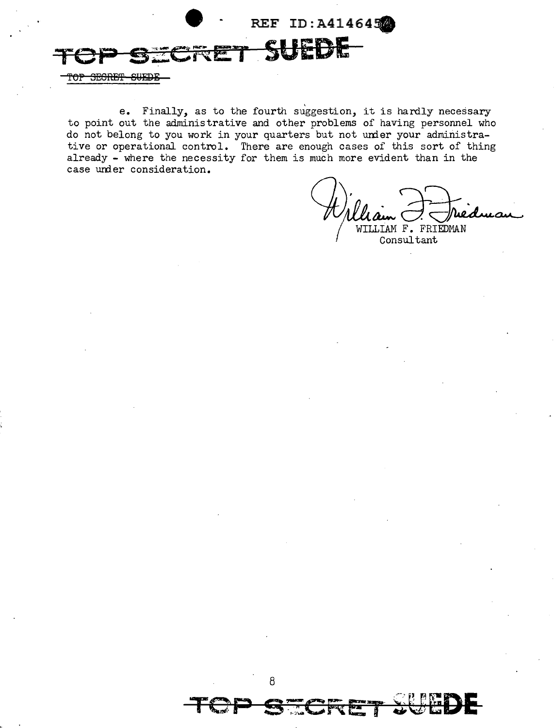e. Finally, as to the fourth suggestion, it is hardly necessary to point out the administrative and other problems of having personnel who do not belong to you work in your quarters but not under your administrative or operational control. There are enough cases of this sort of thing already - where the necessity for them is much more evident than in the case under consideration.

William F. Friedman
WILLIAM F. FRIEDMAN
Consultant